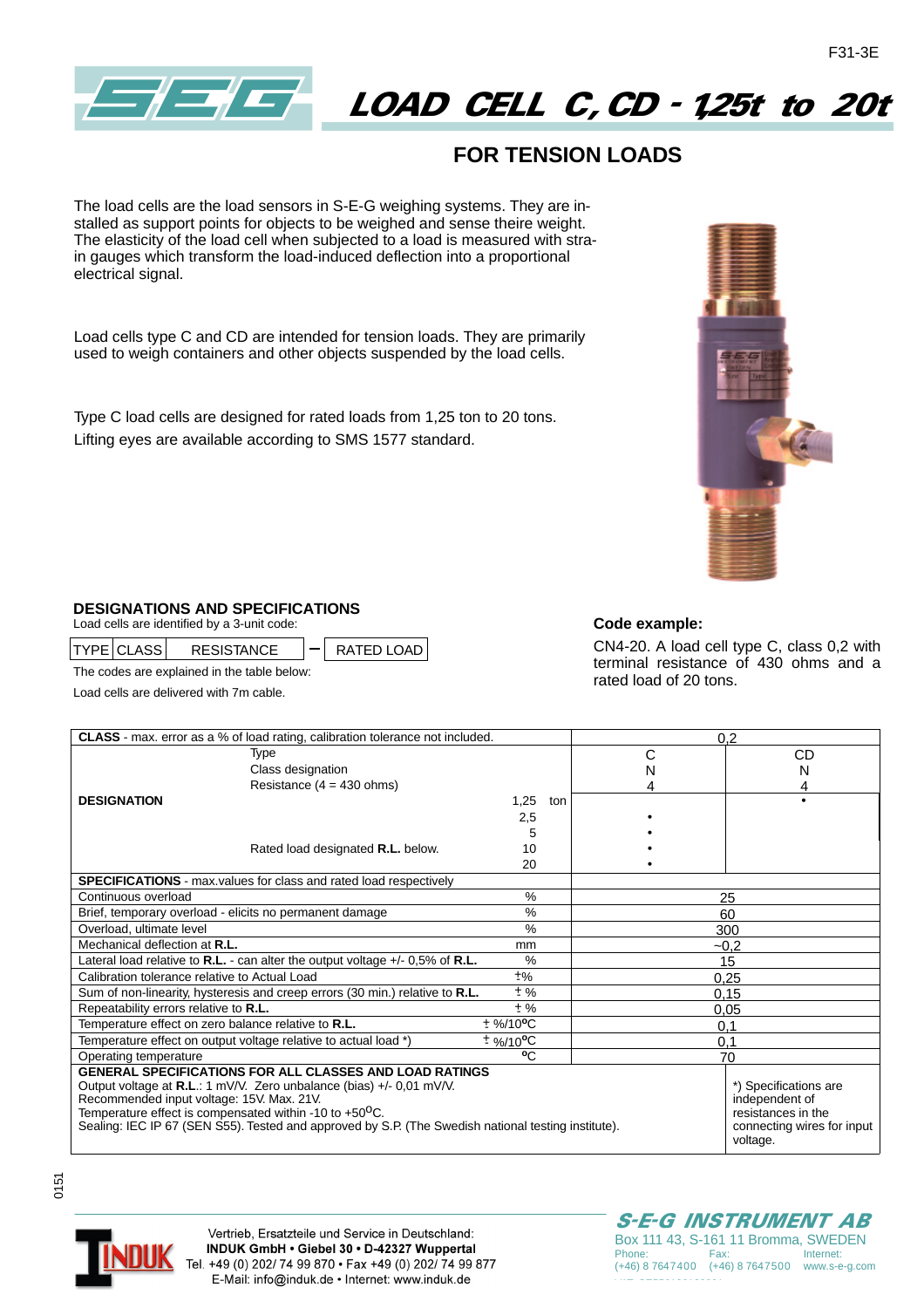# LOAD CELL C, CD - 1,25t to 20t

## FOR TENSION LOADS

The load cells are the load sensors in S-E-G weighing systems. They are installed as support points for objects to be weighed and sense theire weight. The elasticity of the load cell when subjected to a load is measured with strain gauges which transform the load-induced deflection into a proportional electrical signal.

Load cells type C and CD are intended for tension loads. They are primarily used to weigh containers and other objects suspended by the load cells.

Type C load cells are designed for rated loads from 1,25 ton to 20 tons.
Lifting eyes are available according to SMS 1577 standard.

### DESIGNATIONS AND SPECIFICATIONS

Load cells are identified by a 3-unit code:

| TYPE | CLASS | RESISTANCE | – | RATED LOAD |
|---|---|---|---|---|

The codes are explained in the table below:

Load cells are delivered with 7m cable.

**Code example:**

CN4-20. A load cell type C, class 0,2 with terminal resistance of 430 ohms and a rated load of 20 tons.

| **CLASS** - max. error as a % of load rating, calibration tolerance not included. | | | 0,2 | |
|---|---|---|---|---|
| | Type | | C | CD |
| | Class designation | | N | N |
| | Resistance (4 = 430 ohms) | | 4 | 4 |
| **DESIGNATION** | | 1,25 ton | | • |
| | | 2,5 | • | |
| | | 5 | • | |
| | Rated load designated **R.L.** below. | 10 | • | |
| | | 20 | • | |
| **SPECIFICATIONS** - max.values for class and rated load respectively | | | | |
| Continuous overload | | % | 25 | |
| Brief, temporary overload - elicits no permanent damage | | % | 60 | |
| Overload, ultimate level | | % | 300 | |
| Mechanical deflection at **R.L.** | | mm | ~0,2 | |
| Lateral load relative to **R.L.** - can alter the output voltage +/- 0,5% of **R.L.** | | % | 15 | |
| Calibration tolerance relative to Actual Load | | ± % | 0,25 | |
| Sum of non-linearity, hysteresis and creep errors (30 min.) relative to **R.L.** | | ± % | 0,15 | |
| Repeatability errors relative to **R.L.** | | ± % | 0,05 | |
| Temperature effect on zero balance relative to **R.L.** | | ± %/10°C | 0,1 | |
| Temperature effect on output voltage relative to actual load *) | | ± %/10°C | 0,1 | |
| Operating temperature | | °C | 70 | |

**GENERAL SPECIFICATIONS FOR ALL CLASSES AND LOAD RATINGS**

Output voltage at **R.L.**: 1 mV/V. Zero unbalance (bias) +/- 0,01 mV/V.
Recommended input voltage: 15V. Max. 21V.
Temperature effect is compensated within -10 to +50°C.
Sealing: IEC IP 67 (SEN S55). Tested and approved by S.P. (The Swedish national testing institute).

*) Specifications are independent of resistances in the connecting wires for input voltage.

Vertrieb, Ersatzteile und Service in Deutschland:
**INDUK GmbH • Giebel 30 • D-42327 Wuppertal**
Tel. +49 (0) 202/ 74 99 870 • Fax +49 (0) 202/ 74 99 877
E-Mail: info@induk.de • Internet: www.induk.de

**S-E-G INSTRUMENT AB**
Box 111 43, S-161 11 Bromma, SWEDEN
Phone: (+46) 8 7647400 Fax: (+46) 8 7647500 Internet: www.s-e-g.com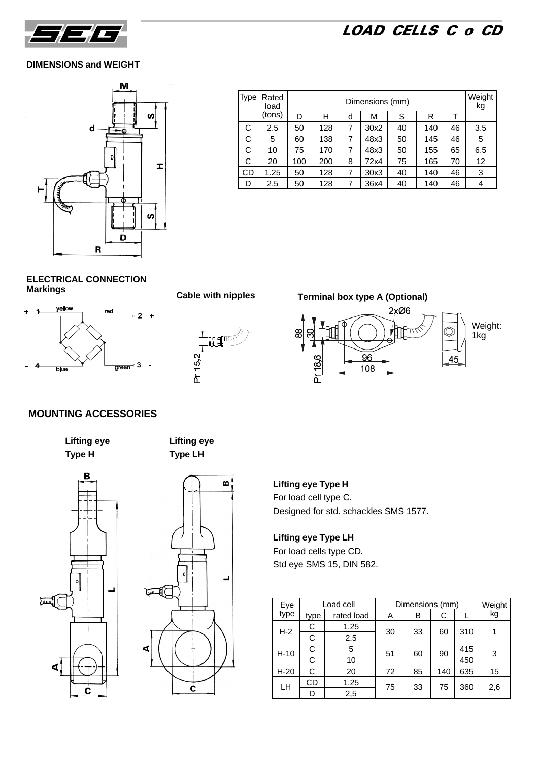# LOAD CELLS C o CD

## DIMENSIONS and WEIGHT

| Type | Rated load (tons) | Dimensions (mm) | | | | | | | Weight kg |
|---|---|---|---|---|---|---|---|---|---|
| | | D | H | d | M | S | R | T | |
| C | 2.5 | 50 | 128 | 7 | 30x2 | 40 | 140 | 46 | 3.5 |
| C | 5 | 60 | 138 | 7 | 48x3 | 50 | 145 | 46 | 5 |
| C | 10 | 75 | 170 | 7 | 48x3 | 50 | 155 | 65 | 6.5 |
| C | 20 | 100 | 200 | 8 | 72x4 | 75 | 165 | 70 | 12 |
| CD | 1.25 | 50 | 128 | 7 | 30x3 | 40 | 140 | 46 | 3 |
| D | 2.5 | 50 | 128 | 7 | 36x4 | 40 | 140 | 46 | 4 |

## ELECTRICAL CONNECTION
**Markings**

+ 1 yellow
red 2 +
- 4 blue
green 3 -

**Cable with nipples**

Pr 15,2

**Terminal box type A (Optional)**

2xØ6
88
30
96
108
Pr 18,6
45

Weight: 1kg

## MOUNTING ACCESSORIES

**Lifting eye Type H**

**Lifting eye Type LH**

**Lifting eye Type H**
For load cell type C.
Designed for std. schackles SMS 1577.

**Lifting eye Type LH**
For load cells type CD.
Std eye SMS 15, DIN 582.

| Eye type | Load cell | | Dimensions (mm) | | | | Weight kg |
|---|---|---|---|---|---|---|---|
| | type | rated load | A | B | C | L | |
| H-2 | C | 1,25 | 30 | 33 | 60 | 310 | 1 |
| | C | 2,5 | | | | | |
| H-10 | C | 5 | 51 | 60 | 90 | 415 | 3 |
| | C | 10 | | | | 450 | |
| H-20 | C | 20 | 72 | 85 | 140 | 635 | 15 |
| LH | CD | 1,25 | 75 | 33 | 75 | 360 | 2,6 |
| | D | 2,5 | | | | | |